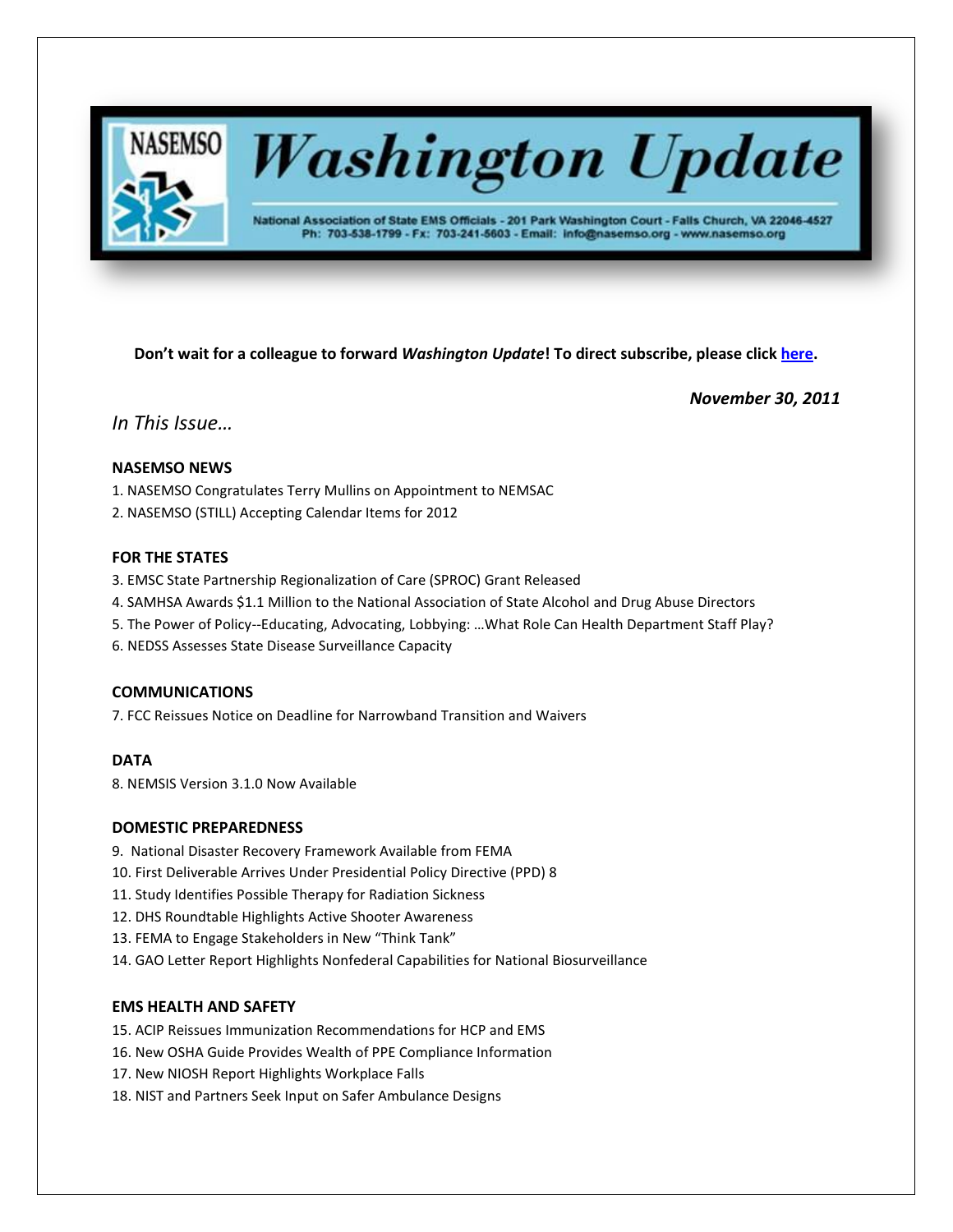# Washington Update

National Association of State EMS Officials - 201 Park Washington Court - Falls Church, VA 22046-4527
Ph: 703-538-1799 - Fx: 703-241-5603 - Email: info@nasemso.org - www.nasemso.org

**Don't wait for a colleague to forward *Washington Update*! To direct subscribe, please click here.**

***November 30, 2011***

*In This Issue…*

**NASEMSO NEWS**

1. NASEMSO Congratulates Terry Mullins on Appointment to NEMSAC
2. NASEMSO (STILL) Accepting Calendar Items for 2012

**FOR THE STATES**

3. EMSC State Partnership Regionalization of Care (SPROC) Grant Released
4. SAMHSA Awards $1.1 Million to the National Association of State Alcohol and Drug Abuse Directors
5. The Power of Policy--Educating, Advocating, Lobbying: …What Role Can Health Department Staff Play?
6. NEDSS Assesses State Disease Surveillance Capacity

**COMMUNICATIONS**

7. FCC Reissues Notice on Deadline for Narrowband Transition and Waivers

**DATA**

8. NEMSIS Version 3.1.0 Now Available

**DOMESTIC PREPAREDNESS**

9. National Disaster Recovery Framework Available from FEMA
10. First Deliverable Arrives Under Presidential Policy Directive (PPD) 8
11. Study Identifies Possible Therapy for Radiation Sickness
12. DHS Roundtable Highlights Active Shooter Awareness
13. FEMA to Engage Stakeholders in New "Think Tank"
14. GAO Letter Report Highlights Nonfederal Capabilities for National Biosurveillance

**EMS HEALTH AND SAFETY**

15. ACIP Reissues Immunization Recommendations for HCP and EMS
16. New OSHA Guide Provides Wealth of PPE Compliance Information
17. New NIOSH Report Highlights Workplace Falls
18. NIST and Partners Seek Input on Safer Ambulance Designs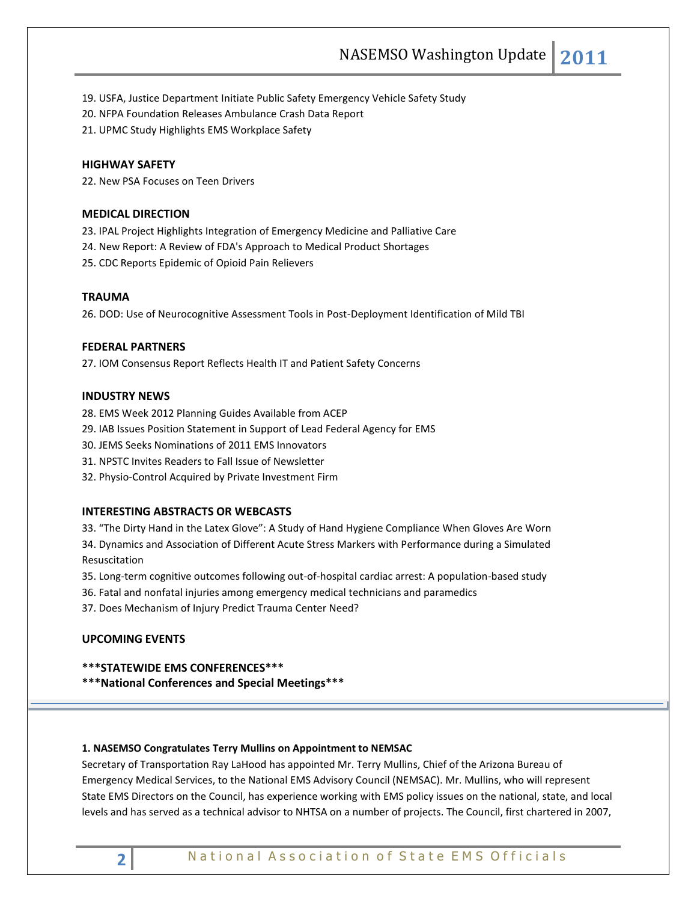19. USFA, Justice Department Initiate Public Safety Emergency Vehicle Safety Study
20. NFPA Foundation Releases Ambulance Crash Data Report
21. UPMC Study Highlights EMS Workplace Safety

**HIGHWAY SAFETY**

22. New PSA Focuses on Teen Drivers

**MEDICAL DIRECTION**

23. IPAL Project Highlights Integration of Emergency Medicine and Palliative Care
24. New Report: A Review of FDA's Approach to Medical Product Shortages
25. CDC Reports Epidemic of Opioid Pain Relievers

**TRAUMA**

26. DOD: Use of Neurocognitive Assessment Tools in Post-Deployment Identification of Mild TBI

**FEDERAL PARTNERS**

27. IOM Consensus Report Reflects Health IT and Patient Safety Concerns

**INDUSTRY NEWS**

28. EMS Week 2012 Planning Guides Available from ACEP
29. IAB Issues Position Statement in Support of Lead Federal Agency for EMS
30. JEMS Seeks Nominations of 2011 EMS Innovators
31. NPSTC Invites Readers to Fall Issue of Newsletter
32. Physio-Control Acquired by Private Investment Firm

**INTERESTING ABSTRACTS OR WEBCASTS**

33. "The Dirty Hand in the Latex Glove": A Study of Hand Hygiene Compliance When Gloves Are Worn
34. Dynamics and Association of Different Acute Stress Markers with Performance during a Simulated Resuscitation
35. Long-term cognitive outcomes following out-of-hospital cardiac arrest: A population-based study
36. Fatal and nonfatal injuries among emergency medical technicians and paramedics
37. Does Mechanism of Injury Predict Trauma Center Need?

**UPCOMING EVENTS**

**\*\*\*STATEWIDE EMS CONFERENCES\*\*\***
**\*\*\*National Conferences and Special Meetings\*\*\***

---

**1. NASEMSO Congratulates Terry Mullins on Appointment to NEMSAC**

Secretary of Transportation Ray LaHood has appointed Mr. Terry Mullins, Chief of the Arizona Bureau of Emergency Medical Services, to the National EMS Advisory Council (NEMSAC). Mr. Mullins, who will represent State EMS Directors on the Council, has experience working with EMS policy issues on the national, state, and local levels and has served as a technical advisor to NHTSA on a number of projects. The Council, first chartered in 2007,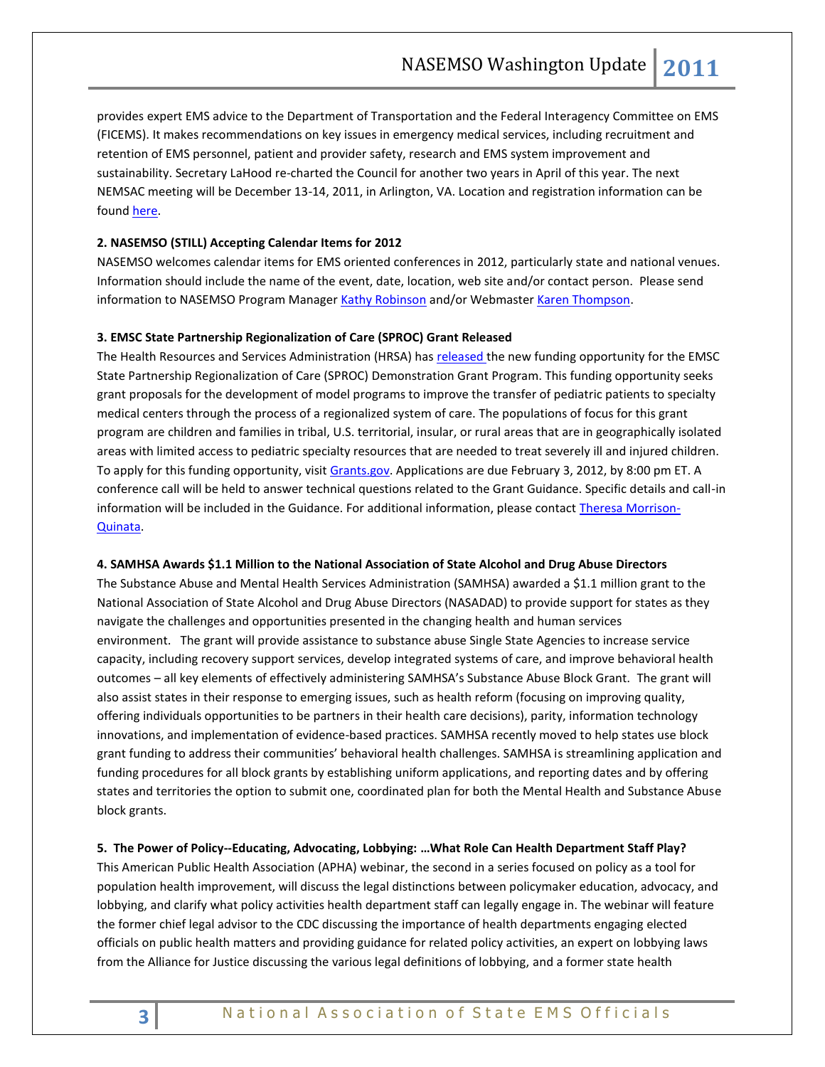provides expert EMS advice to the Department of Transportation and the Federal Interagency Committee on EMS (FICEMS). It makes recommendations on key issues in emergency medical services, including recruitment and retention of EMS personnel, patient and provider safety, research and EMS system improvement and sustainability. Secretary LaHood re-charted the Council for another two years in April of this year. The next NEMSAC meeting will be December 13-14, 2011, in Arlington, VA. Location and registration information can be found here.

**2. NASEMSO (STILL) Accepting Calendar Items for 2012**

NASEMSO welcomes calendar items for EMS oriented conferences in 2012, particularly state and national venues. Information should include the name of the event, date, location, web site and/or contact person. Please send information to NASEMSO Program Manager Kathy Robinson and/or Webmaster Karen Thompson.

**3. EMSC State Partnership Regionalization of Care (SPROC) Grant Released**

The Health Resources and Services Administration (HRSA) has released the new funding opportunity for the EMSC State Partnership Regionalization of Care (SPROC) Demonstration Grant Program. This funding opportunity seeks grant proposals for the development of model programs to improve the transfer of pediatric patients to specialty medical centers through the process of a regionalized system of care. The populations of focus for this grant program are children and families in tribal, U.S. territorial, insular, or rural areas that are in geographically isolated areas with limited access to pediatric specialty resources that are needed to treat severely ill and injured children. To apply for this funding opportunity, visit Grants.gov. Applications are due February 3, 2012, by 8:00 pm ET. A conference call will be held to answer technical questions related to the Grant Guidance. Specific details and call-in information will be included in the Guidance. For additional information, please contact Theresa Morrison-Quinata.

**4. SAMHSA Awards $1.1 Million to the National Association of State Alcohol and Drug Abuse Directors**

The Substance Abuse and Mental Health Services Administration (SAMHSA) awarded a $1.1 million grant to the National Association of State Alcohol and Drug Abuse Directors (NASADAD) to provide support for states as they navigate the challenges and opportunities presented in the changing health and human services environment. The grant will provide assistance to substance abuse Single State Agencies to increase service capacity, including recovery support services, develop integrated systems of care, and improve behavioral health outcomes – all key elements of effectively administering SAMHSA's Substance Abuse Block Grant. The grant will also assist states in their response to emerging issues, such as health reform (focusing on improving quality, offering individuals opportunities to be partners in their health care decisions), parity, information technology innovations, and implementation of evidence-based practices. SAMHSA recently moved to help states use block grant funding to address their communities' behavioral health challenges. SAMHSA is streamlining application and funding procedures for all block grants by establishing uniform applications, and reporting dates and by offering states and territories the option to submit one, coordinated plan for both the Mental Health and Substance Abuse block grants.

**5. The Power of Policy--Educating, Advocating, Lobbying: …What Role Can Health Department Staff Play?**

This American Public Health Association (APHA) webinar, the second in a series focused on policy as a tool for population health improvement, will discuss the legal distinctions between policymaker education, advocacy, and lobbying, and clarify what policy activities health department staff can legally engage in. The webinar will feature the former chief legal advisor to the CDC discussing the importance of health departments engaging elected officials on public health matters and providing guidance for related policy activities, an expert on lobbying laws from the Alliance for Justice discussing the various legal definitions of lobbying, and a former state health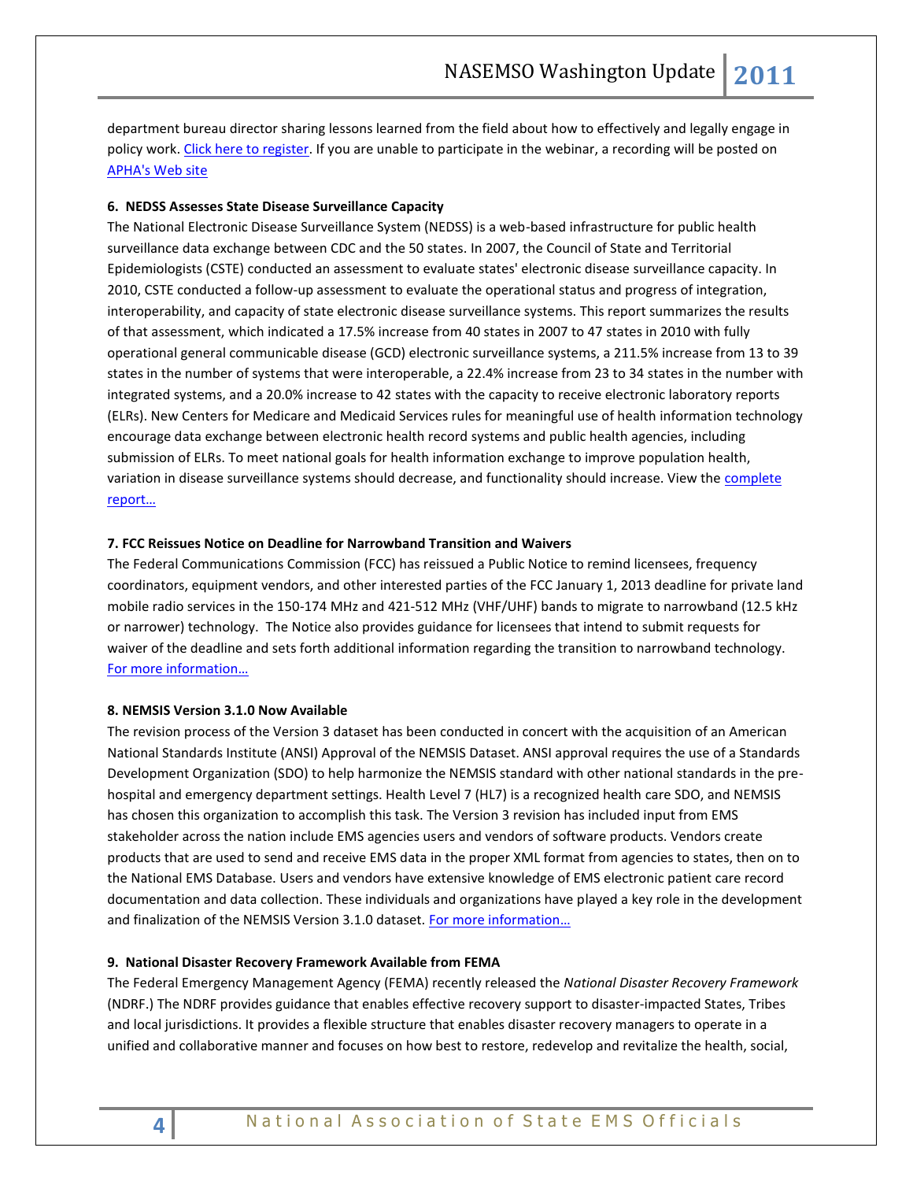department bureau director sharing lessons learned from the field about how to effectively and legally engage in policy work. [Click here to register](). If you are unable to participate in the webinar, a recording will be posted on [APHA's Web site]()

**6. NEDSS Assesses State Disease Surveillance Capacity**

The National Electronic Disease Surveillance System (NEDSS) is a web-based infrastructure for public health surveillance data exchange between CDC and the 50 states. In 2007, the Council of State and Territorial Epidemiologists (CSTE) conducted an assessment to evaluate states' electronic disease surveillance capacity. In 2010, CSTE conducted a follow-up assessment to evaluate the operational status and progress of integration, interoperability, and capacity of state electronic disease surveillance systems. This report summarizes the results of that assessment, which indicated a 17.5% increase from 40 states in 2007 to 47 states in 2010 with fully operational general communicable disease (GCD) electronic surveillance systems, a 211.5% increase from 13 to 39 states in the number of systems that were interoperable, a 22.4% increase from 23 to 34 states in the number with integrated systems, and a 20.0% increase to 42 states with the capacity to receive electronic laboratory reports (ELRs). New Centers for Medicare and Medicaid Services rules for meaningful use of health information technology encourage data exchange between electronic health record systems and public health agencies, including submission of ELRs. To meet national goals for health information exchange to improve population health, variation in disease surveillance systems should decrease, and functionality should increase. View the [complete report…]()

**7. FCC Reissues Notice on Deadline for Narrowband Transition and Waivers**

The Federal Communications Commission (FCC) has reissued a Public Notice to remind licensees, frequency coordinators, equipment vendors, and other interested parties of the FCC January 1, 2013 deadline for private land mobile radio services in the 150-174 MHz and 421-512 MHz (VHF/UHF) bands to migrate to narrowband (12.5 kHz or narrower) technology. The Notice also provides guidance for licensees that intend to submit requests for waiver of the deadline and sets forth additional information regarding the transition to narrowband technology. [For more information…]()

**8. NEMSIS Version 3.1.0 Now Available**

The revision process of the Version 3 dataset has been conducted in concert with the acquisition of an American National Standards Institute (ANSI) Approval of the NEMSIS Dataset. ANSI approval requires the use of a Standards Development Organization (SDO) to help harmonize the NEMSIS standard with other national standards in the pre-hospital and emergency department settings. Health Level 7 (HL7) is a recognized health care SDO, and NEMSIS has chosen this organization to accomplish this task. The Version 3 revision has included input from EMS stakeholder across the nation include EMS agencies users and vendors of software products. Vendors create products that are used to send and receive EMS data in the proper XML format from agencies to states, then on to the National EMS Database. Users and vendors have extensive knowledge of EMS electronic patient care record documentation and data collection. These individuals and organizations have played a key role in the development and finalization of the NEMSIS Version 3.1.0 dataset. [For more information…]()

**9. National Disaster Recovery Framework Available from FEMA**

The Federal Emergency Management Agency (FEMA) recently released the *National Disaster Recovery Framework* (NDRF.) The NDRF provides guidance that enables effective recovery support to disaster-impacted States, Tribes and local jurisdictions. It provides a flexible structure that enables disaster recovery managers to operate in a unified and collaborative manner and focuses on how best to restore, redevelop and revitalize the health, social,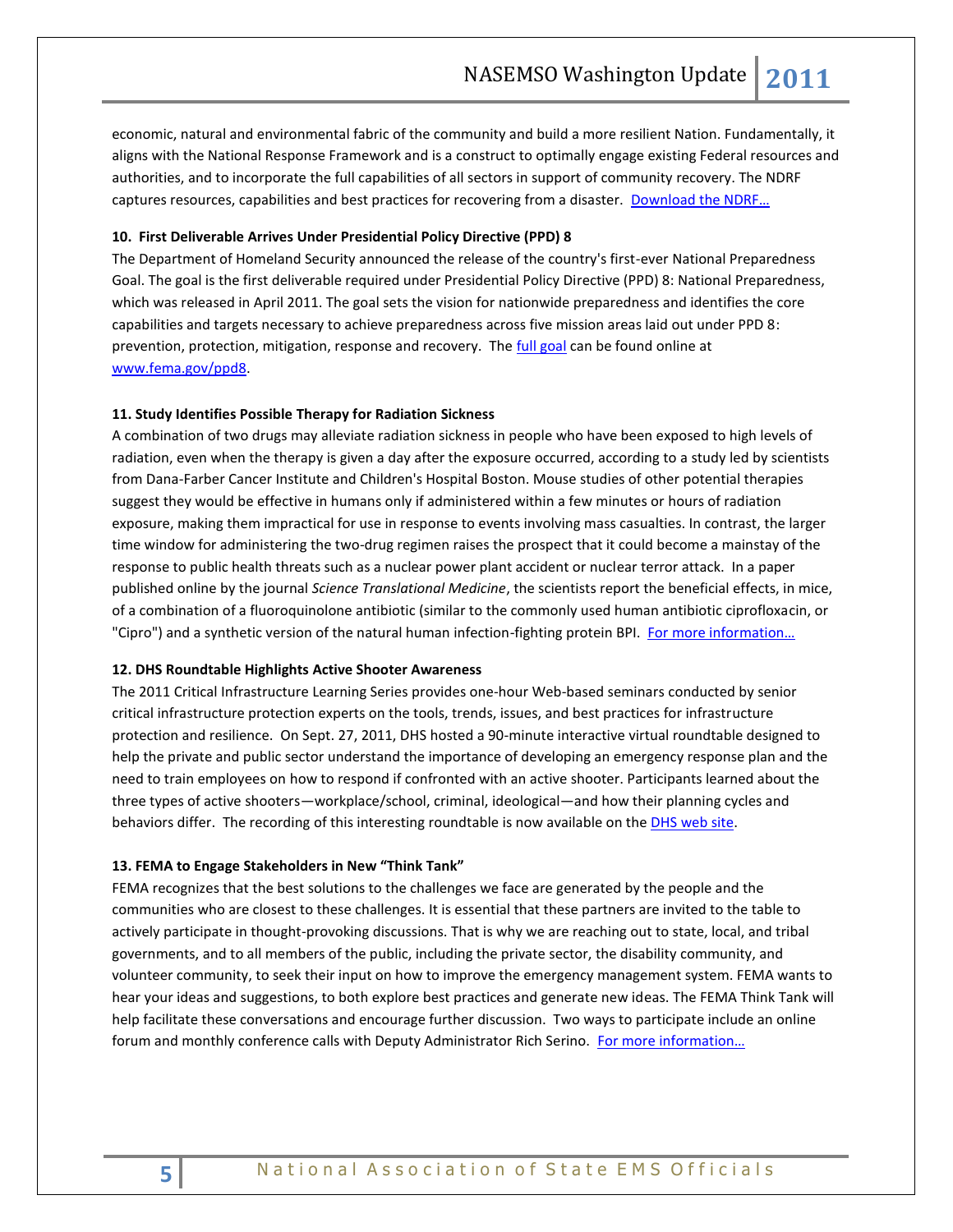economic, natural and environmental fabric of the community and build a more resilient Nation. Fundamentally, it aligns with the National Response Framework and is a construct to optimally engage existing Federal resources and authorities, and to incorporate the full capabilities of all sectors in support of community recovery. The NDRF captures resources, capabilities and best practices for recovering from a disaster. [Download the NDRF…]()

**10. First Deliverable Arrives Under Presidential Policy Directive (PPD) 8**

The Department of Homeland Security announced the release of the country's first-ever National Preparedness Goal. The goal is the first deliverable required under Presidential Policy Directive (PPD) 8: National Preparedness, which was released in April 2011. The goal sets the vision for nationwide preparedness and identifies the core capabilities and targets necessary to achieve preparedness across five mission areas laid out under PPD 8: prevention, protection, mitigation, response and recovery. The [full goal]() can be found online at [www.fema.gov/ppd8]().

**11. Study Identifies Possible Therapy for Radiation Sickness**

A combination of two drugs may alleviate radiation sickness in people who have been exposed to high levels of radiation, even when the therapy is given a day after the exposure occurred, according to a study led by scientists from Dana-Farber Cancer Institute and Children's Hospital Boston. Mouse studies of other potential therapies suggest they would be effective in humans only if administered within a few minutes or hours of radiation exposure, making them impractical for use in response to events involving mass casualties. In contrast, the larger time window for administering the two-drug regimen raises the prospect that it could become a mainstay of the response to public health threats such as a nuclear power plant accident or nuclear terror attack. In a paper published online by the journal *Science Translational Medicine*, the scientists report the beneficial effects, in mice, of a combination of a fluoroquinolone antibiotic (similar to the commonly used human antibiotic ciprofloxacin, or "Cipro") and a synthetic version of the natural human infection-fighting protein BPI. [For more information…]()

**12. DHS Roundtable Highlights Active Shooter Awareness**

The 2011 Critical Infrastructure Learning Series provides one-hour Web-based seminars conducted by senior critical infrastructure protection experts on the tools, trends, issues, and best practices for infrastructure protection and resilience. On Sept. 27, 2011, DHS hosted a 90-minute interactive virtual roundtable designed to help the private and public sector understand the importance of developing an emergency response plan and the need to train employees on how to respond if confronted with an active shooter. Participants learned about the three types of active shooters—workplace/school, criminal, ideological—and how their planning cycles and behaviors differ. The recording of this interesting roundtable is now available on the [DHS web site]().

**13. FEMA to Engage Stakeholders in New "Think Tank"**

FEMA recognizes that the best solutions to the challenges we face are generated by the people and the communities who are closest to these challenges. It is essential that these partners are invited to the table to actively participate in thought-provoking discussions. That is why we are reaching out to state, local, and tribal governments, and to all members of the public, including the private sector, the disability community, and volunteer community, to seek their input on how to improve the emergency management system. FEMA wants to hear your ideas and suggestions, to both explore best practices and generate new ideas. The FEMA Think Tank will help facilitate these conversations and encourage further discussion. Two ways to participate include an online forum and monthly conference calls with Deputy Administrator Rich Serino. [For more information…]()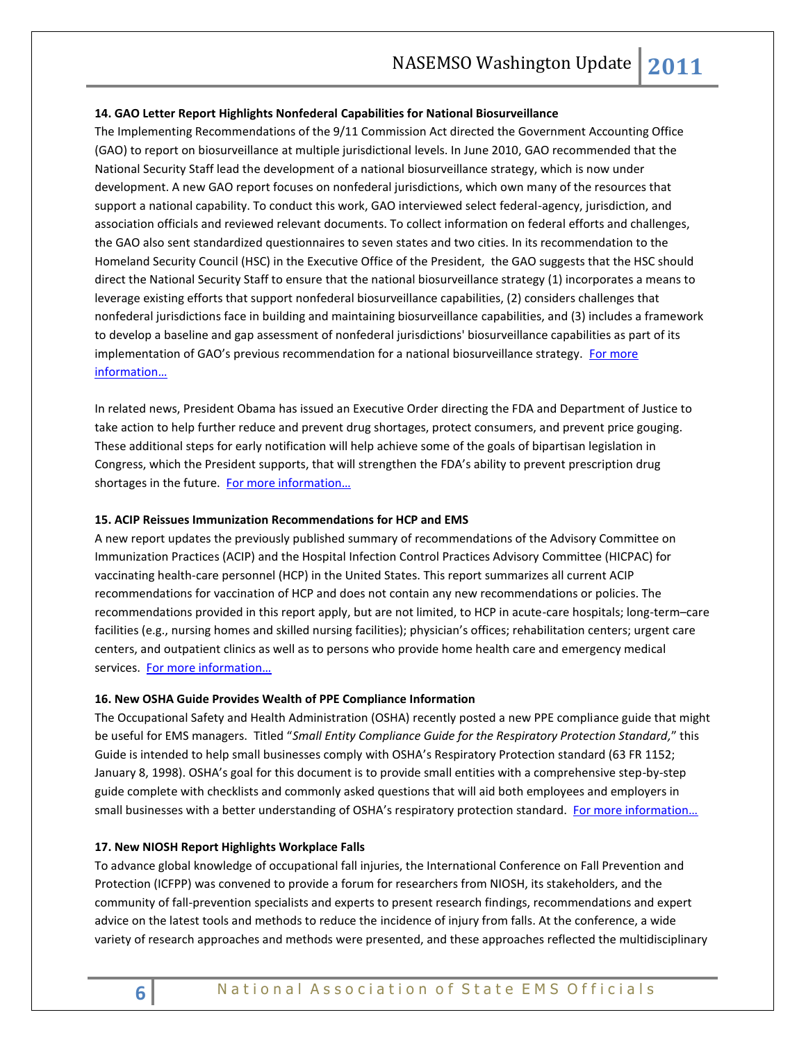**14. GAO Letter Report Highlights Nonfederal Capabilities for National Biosurveillance**

The Implementing Recommendations of the 9/11 Commission Act directed the Government Accounting Office (GAO) to report on biosurveillance at multiple jurisdictional levels. In June 2010, GAO recommended that the National Security Staff lead the development of a national biosurveillance strategy, which is now under development. A new GAO report focuses on nonfederal jurisdictions, which own many of the resources that support a national capability. To conduct this work, GAO interviewed select federal-agency, jurisdiction, and association officials and reviewed relevant documents. To collect information on federal efforts and challenges, the GAO also sent standardized questionnaires to seven states and two cities. In its recommendation to the Homeland Security Council (HSC) in the Executive Office of the President, the GAO suggests that the HSC should direct the National Security Staff to ensure that the national biosurveillance strategy (1) incorporates a means to leverage existing efforts that support nonfederal biosurveillance capabilities, (2) considers challenges that nonfederal jurisdictions face in building and maintaining biosurveillance capabilities, and (3) includes a framework to develop a baseline and gap assessment of nonfederal jurisdictions' biosurveillance capabilities as part of its implementation of GAO's previous recommendation for a national biosurveillance strategy. For more information…

In related news, President Obama has issued an Executive Order directing the FDA and Department of Justice to take action to help further reduce and prevent drug shortages, protect consumers, and prevent price gouging. These additional steps for early notification will help achieve some of the goals of bipartisan legislation in Congress, which the President supports, that will strengthen the FDA's ability to prevent prescription drug shortages in the future. For more information…

**15. ACIP Reissues Immunization Recommendations for HCP and EMS**

A new report updates the previously published summary of recommendations of the Advisory Committee on Immunization Practices (ACIP) and the Hospital Infection Control Practices Advisory Committee (HICPAC) for vaccinating health-care personnel (HCP) in the United States. This report summarizes all current ACIP recommendations for vaccination of HCP and does not contain any new recommendations or policies. The recommendations provided in this report apply, but are not limited, to HCP in acute-care hospitals; long-term–care facilities (e.g., nursing homes and skilled nursing facilities); physician's offices; rehabilitation centers; urgent care centers, and outpatient clinics as well as to persons who provide home health care and emergency medical services. For more information…

**16. New OSHA Guide Provides Wealth of PPE Compliance Information**

The Occupational Safety and Health Administration (OSHA) recently posted a new PPE compliance guide that might be useful for EMS managers. Titled "*Small Entity Compliance Guide for the Respiratory Protection Standard,*" this Guide is intended to help small businesses comply with OSHA's Respiratory Protection standard (63 FR 1152; January 8, 1998). OSHA's goal for this document is to provide small entities with a comprehensive step-by-step guide complete with checklists and commonly asked questions that will aid both employees and employers in small businesses with a better understanding of OSHA's respiratory protection standard. For more information…

**17. New NIOSH Report Highlights Workplace Falls**

To advance global knowledge of occupational fall injuries, the International Conference on Fall Prevention and Protection (ICFPP) was convened to provide a forum for researchers from NIOSH, its stakeholders, and the community of fall-prevention specialists and experts to present research findings, recommendations and expert advice on the latest tools and methods to reduce the incidence of injury from falls. At the conference, a wide variety of research approaches and methods were presented, and these approaches reflected the multidisciplinary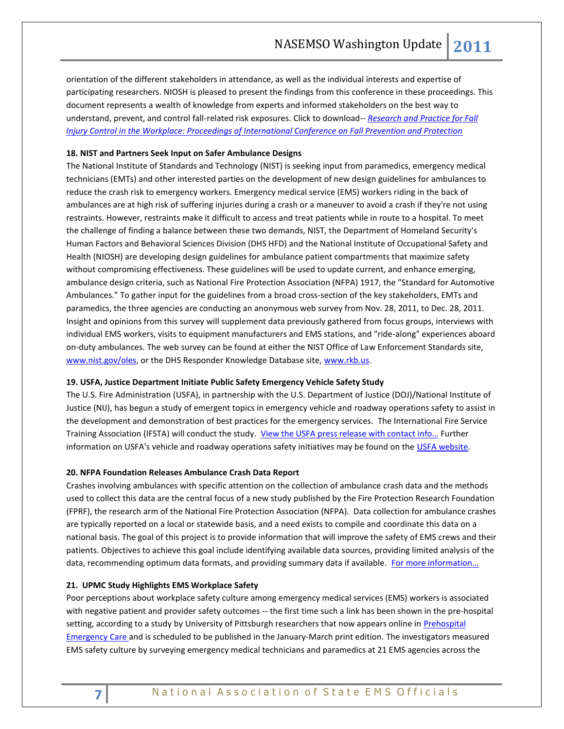orientation of the different stakeholders in attendance, as well as the individual interests and expertise of participating researchers. NIOSH is pleased to present the findings from this conference in these proceedings. This document represents a wealth of knowledge from experts and informed stakeholders on the best way to understand, prevent, and control fall-related risk exposures. Click to download-- *Research and Practice for Fall Injury Control in the Workplace: Proceedings of International Conference on Fall Prevention and Protection*

**18. NIST and Partners Seek Input on Safer Ambulance Designs**

The National Institute of Standards and Technology (NIST) is seeking input from paramedics, emergency medical technicians (EMTs) and other interested parties on the development of new design guidelines for ambulances to reduce the crash risk to emergency workers. Emergency medical service (EMS) workers riding in the back of ambulances are at high risk of suffering injuries during a crash or a maneuver to avoid a crash if they're not using restraints. However, restraints make it difficult to access and treat patients while in route to a hospital. To meet the challenge of finding a balance between these two demands, NIST, the Department of Homeland Security's Human Factors and Behavioral Sciences Division (DHS HFD) and the National Institute of Occupational Safety and Health (NIOSH) are developing design guidelines for ambulance patient compartments that maximize safety without compromising effectiveness. These guidelines will be used to update current, and enhance emerging, ambulance design criteria, such as National Fire Protection Association (NFPA) 1917, the "Standard for Automotive Ambulances." To gather input for the guidelines from a broad cross-section of the key stakeholders, EMTs and paramedics, the three agencies are conducting an anonymous web survey from Nov. 28, 2011, to Dec. 28, 2011. Insight and opinions from this survey will supplement data previously gathered from focus groups, interviews with individual EMS workers, visits to equipment manufacturers and EMS stations, and "ride-along" experiences aboard on-duty ambulances. The web survey can be found at either the NIST Office of Law Enforcement Standards site, www.nist.gov/oles, or the DHS Responder Knowledge Database site, www.rkb.us.

**19. USFA, Justice Department Initiate Public Safety Emergency Vehicle Safety Study**

The U.S. Fire Administration (USFA), in partnership with the U.S. Department of Justice (DOJ)/National Institute of Justice (NIJ), has begun a study of emergent topics in emergency vehicle and roadway operations safety to assist in the development and demonstration of best practices for the emergency services. The International Fire Service Training Association (IFSTA) will conduct the study. View the USFA press release with contact info… Further information on USFA's vehicle and roadway operations safety initiatives may be found on the USFA website.

**20. NFPA Foundation Releases Ambulance Crash Data Report**

Crashes involving ambulances with specific attention on the collection of ambulance crash data and the methods used to collect this data are the central focus of a new study published by the Fire Protection Research Foundation (FPRF), the research arm of the National Fire Protection Association (NFPA). Data collection for ambulance crashes are typically reported on a local or statewide basis, and a need exists to compile and coordinate this data on a national basis. The goal of this project is to provide information that will improve the safety of EMS crews and their patients. Objectives to achieve this goal include identifying available data sources, providing limited analysis of the data, recommending optimum data formats, and providing summary data if available. For more information…

**21. UPMC Study Highlights EMS Workplace Safety**

Poor perceptions about workplace safety culture among emergency medical services (EMS) workers is associated with negative patient and provider safety outcomes -- the first time such a link has been shown in the pre-hospital setting, according to a study by University of Pittsburgh researchers that now appears online in Prehospital Emergency Care and is scheduled to be published in the January-March print edition. The investigators measured EMS safety culture by surveying emergency medical technicians and paramedics at 21 EMS agencies across the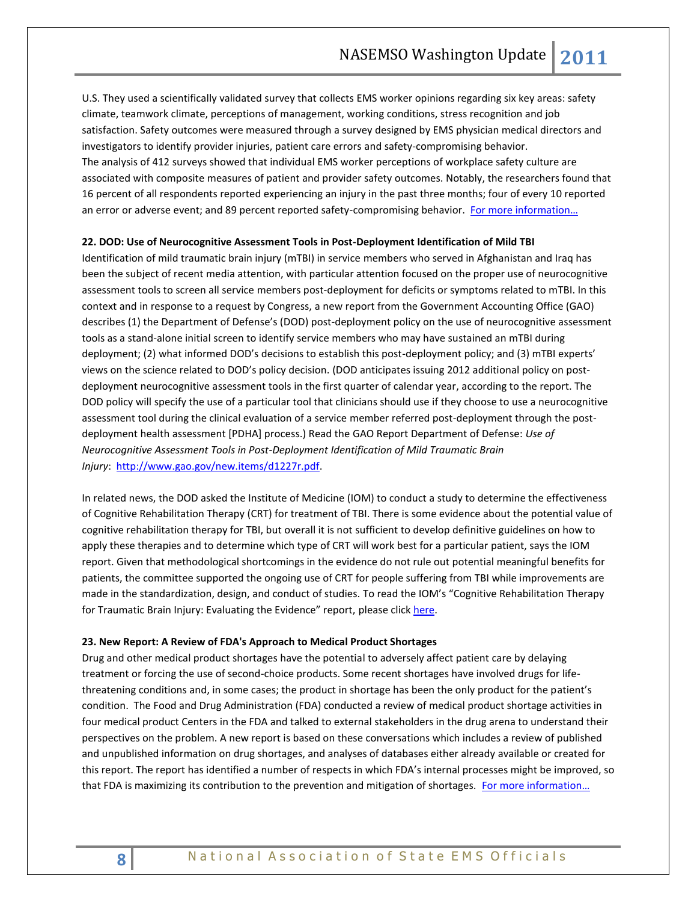U.S. They used a scientifically validated survey that collects EMS worker opinions regarding six key areas: safety climate, teamwork climate, perceptions of management, working conditions, stress recognition and job satisfaction. Safety outcomes were measured through a survey designed by EMS physician medical directors and investigators to identify provider injuries, patient care errors and safety-compromising behavior.
The analysis of 412 surveys showed that individual EMS worker perceptions of workplace safety culture are associated with composite measures of patient and provider safety outcomes. Notably, the researchers found that 16 percent of all respondents reported experiencing an injury in the past three months; four of every 10 reported an error or adverse event; and 89 percent reported safety-compromising behavior. For more information…

**22. DOD: Use of Neurocognitive Assessment Tools in Post-Deployment Identification of Mild TBI**

Identification of mild traumatic brain injury (mTBI) in service members who served in Afghanistan and Iraq has been the subject of recent media attention, with particular attention focused on the proper use of neurocognitive assessment tools to screen all service members post-deployment for deficits or symptoms related to mTBI. In this context and in response to a request by Congress, a new report from the Government Accounting Office (GAO) describes (1) the Department of Defense's (DOD) post-deployment policy on the use of neurocognitive assessment tools as a stand-alone initial screen to identify service members who may have sustained an mTBI during deployment; (2) what informed DOD's decisions to establish this post-deployment policy; and (3) mTBI experts' views on the science related to DOD's policy decision. (DOD anticipates issuing 2012 additional policy on post-deployment neurocognitive assessment tools in the first quarter of calendar year, according to the report. The DOD policy will specify the use of a particular tool that clinicians should use if they choose to use a neurocognitive assessment tool during the clinical evaluation of a service member referred post-deployment through the post-deployment health assessment [PDHA] process.) Read the GAO Report Department of Defense: *Use of Neurocognitive Assessment Tools in Post-Deployment Identification of Mild Traumatic Brain Injury*: http://www.gao.gov/new.items/d1227r.pdf.

In related news, the DOD asked the Institute of Medicine (IOM) to conduct a study to determine the effectiveness of Cognitive Rehabilitation Therapy (CRT) for treatment of TBI. There is some evidence about the potential value of cognitive rehabilitation therapy for TBI, but overall it is not sufficient to develop definitive guidelines on how to apply these therapies and to determine which type of CRT will work best for a particular patient, says the IOM report. Given that methodological shortcomings in the evidence do not rule out potential meaningful benefits for patients, the committee supported the ongoing use of CRT for people suffering from TBI while improvements are made in the standardization, design, and conduct of studies. To read the IOM's "Cognitive Rehabilitation Therapy for Traumatic Brain Injury: Evaluating the Evidence" report, please click here.

**23. New Report: A Review of FDA's Approach to Medical Product Shortages**

Drug and other medical product shortages have the potential to adversely affect patient care by delaying treatment or forcing the use of second-choice products. Some recent shortages have involved drugs for life-threatening conditions and, in some cases; the product in shortage has been the only product for the patient's condition. The Food and Drug Administration (FDA) conducted a review of medical product shortage activities in four medical product Centers in the FDA and talked to external stakeholders in the drug arena to understand their perspectives on the problem. A new report is based on these conversations which includes a review of published and unpublished information on drug shortages, and analyses of databases either already available or created for this report. The report has identified a number of respects in which FDA's internal processes might be improved, so that FDA is maximizing its contribution to the prevention and mitigation of shortages. For more information…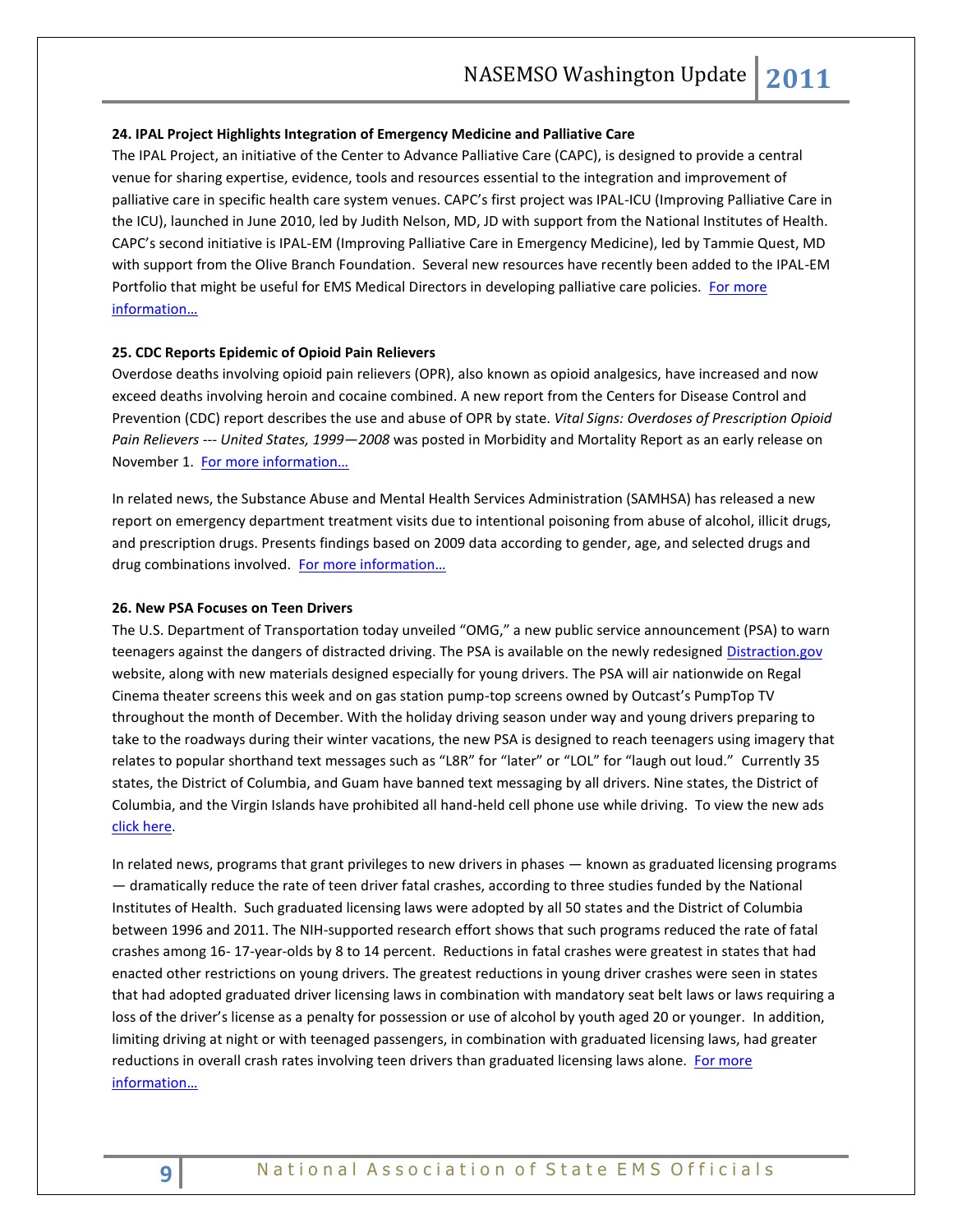**24. IPAL Project Highlights Integration of Emergency Medicine and Palliative Care**

The IPAL Project, an initiative of the Center to Advance Palliative Care (CAPC), is designed to provide a central venue for sharing expertise, evidence, tools and resources essential to the integration and improvement of palliative care in specific health care system venues. CAPC's first project was IPAL-ICU (Improving Palliative Care in the ICU), launched in June 2010, led by Judith Nelson, MD, JD with support from the National Institutes of Health. CAPC's second initiative is IPAL-EM (Improving Palliative Care in Emergency Medicine), led by Tammie Quest, MD with support from the Olive Branch Foundation. Several new resources have recently been added to the IPAL-EM Portfolio that might be useful for EMS Medical Directors in developing palliative care policies. For more information…

**25. CDC Reports Epidemic of Opioid Pain Relievers**

Overdose deaths involving opioid pain relievers (OPR), also known as opioid analgesics, have increased and now exceed deaths involving heroin and cocaine combined. A new report from the Centers for Disease Control and Prevention (CDC) report describes the use and abuse of OPR by state. *Vital Signs: Overdoses of Prescription Opioid Pain Relievers --- United States, 1999—2008* was posted in Morbidity and Mortality Report as an early release on November 1. For more information…

In related news, the Substance Abuse and Mental Health Services Administration (SAMHSA) has released a new report on emergency department treatment visits due to intentional poisoning from abuse of alcohol, illicit drugs, and prescription drugs. Presents findings based on 2009 data according to gender, age, and selected drugs and drug combinations involved. For more information…

**26. New PSA Focuses on Teen Drivers**

The U.S. Department of Transportation today unveiled "OMG," a new public service announcement (PSA) to warn teenagers against the dangers of distracted driving. The PSA is available on the newly redesigned Distraction.gov website, along with new materials designed especially for young drivers. The PSA will air nationwide on Regal Cinema theater screens this week and on gas station pump-top screens owned by Outcast's PumpTop TV throughout the month of December. With the holiday driving season under way and young drivers preparing to take to the roadways during their winter vacations, the new PSA is designed to reach teenagers using imagery that relates to popular shorthand text messages such as "L8R" for "later" or "LOL" for "laugh out loud." Currently 35 states, the District of Columbia, and Guam have banned text messaging by all drivers. Nine states, the District of Columbia, and the Virgin Islands have prohibited all hand-held cell phone use while driving. To view the new ads click here.

In related news, programs that grant privileges to new drivers in phases — known as graduated licensing programs — dramatically reduce the rate of teen driver fatal crashes, according to three studies funded by the National Institutes of Health. Such graduated licensing laws were adopted by all 50 states and the District of Columbia between 1996 and 2011. The NIH-supported research effort shows that such programs reduced the rate of fatal crashes among 16- 17-year-olds by 8 to 14 percent. Reductions in fatal crashes were greatest in states that had enacted other restrictions on young drivers. The greatest reductions in young driver crashes were seen in states that had adopted graduated driver licensing laws in combination with mandatory seat belt laws or laws requiring a loss of the driver's license as a penalty for possession or use of alcohol by youth aged 20 or younger. In addition, limiting driving at night or with teenaged passengers, in combination with graduated licensing laws, had greater reductions in overall crash rates involving teen drivers than graduated licensing laws alone. For more information…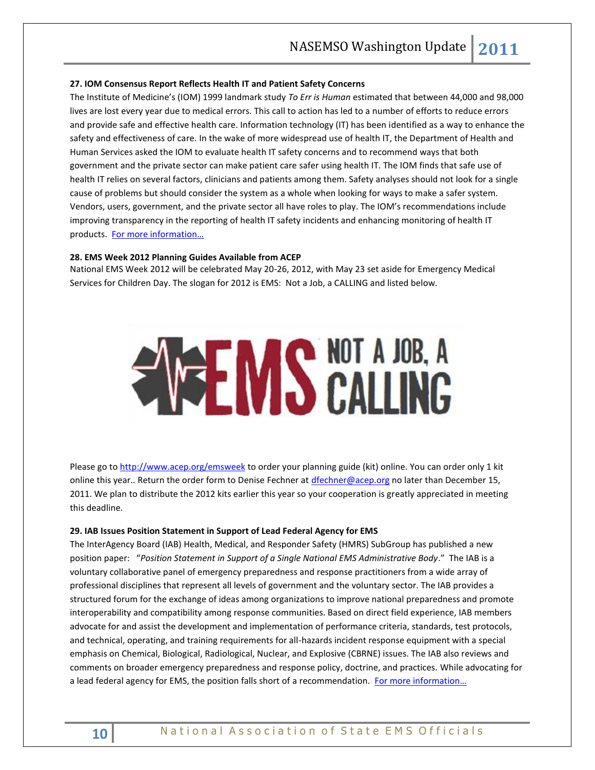**27. IOM Consensus Report Reflects Health IT and Patient Safety Concerns**

The Institute of Medicine's (IOM) 1999 landmark study *To Err is Human* estimated that between 44,000 and 98,000 lives are lost every year due to medical errors. This call to action has led to a number of efforts to reduce errors and provide safe and effective health care. Information technology (IT) has been identified as a way to enhance the safety and effectiveness of care. In the wake of more widespread use of health IT, the Department of Health and Human Services asked the IOM to evaluate health IT safety concerns and to recommend ways that both government and the private sector can make patient care safer using health IT. The IOM finds that safe use of health IT relies on several factors, clinicians and patients among them. Safety analyses should not look for a single cause of problems but should consider the system as a whole when looking for ways to make a safer system. Vendors, users, government, and the private sector all have roles to play. The IOM's recommendations include improving transparency in the reporting of health IT safety incidents and enhancing monitoring of health IT products. For more information…

**28. EMS Week 2012 Planning Guides Available from ACEP**

National EMS Week 2012 will be celebrated May 20-26, 2012, with May 23 set aside for Emergency Medical Services for Children Day. The slogan for 2012 is EMS: Not a Job, a CALLING and listed below.

EMS NOT A JOB, A CALLING

Please go to http://www.acep.org/emsweek to order your planning guide (kit) online. You can order only 1 kit online this year.. Return the order form to Denise Fechner at dfechner@acep.org no later than December 15, 2011. We plan to distribute the 2012 kits earlier this year so your cooperation is greatly appreciated in meeting this deadline.

**29. IAB Issues Position Statement in Support of Lead Federal Agency for EMS**

The InterAgency Board (IAB) Health, Medical, and Responder Safety (HMRS) SubGroup has published a new position paper: "*Position Statement in Support of a Single National EMS Administrative Body*." The IAB is a voluntary collaborative panel of emergency preparedness and response practitioners from a wide array of professional disciplines that represent all levels of government and the voluntary sector. The IAB provides a structured forum for the exchange of ideas among organizations to improve national preparedness and promote interoperability and compatibility among response communities. Based on direct field experience, IAB members advocate for and assist the development and implementation of performance criteria, standards, test protocols, and technical, operating, and training requirements for all-hazards incident response equipment with a special emphasis on Chemical, Biological, Radiological, Nuclear, and Explosive (CBRNE) issues. The IAB also reviews and comments on broader emergency preparedness and response policy, doctrine, and practices. While advocating for a lead federal agency for EMS, the position falls short of a recommendation. For more information…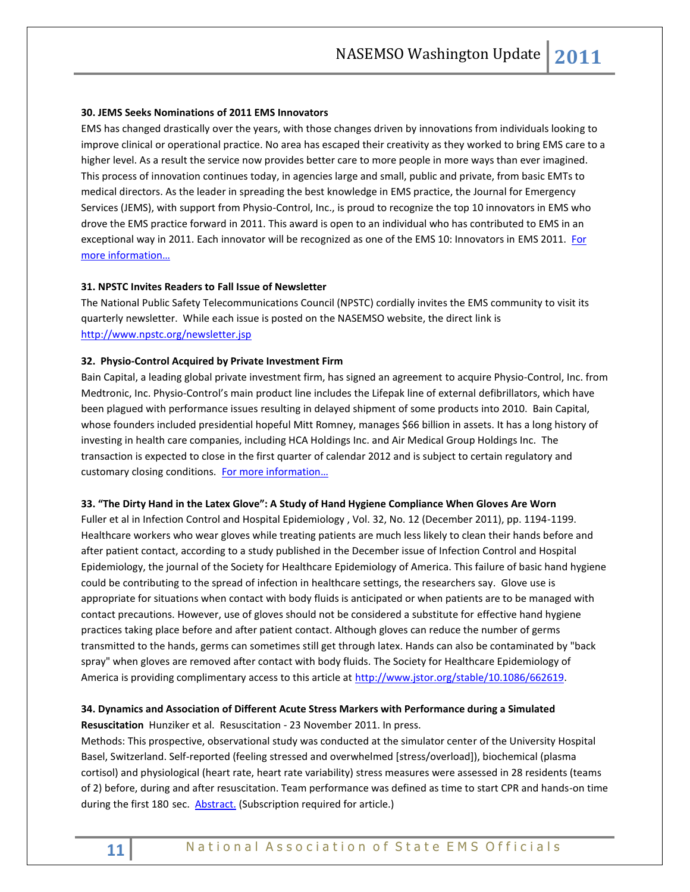**30. JEMS Seeks Nominations of 2011 EMS Innovators**

EMS has changed drastically over the years, with those changes driven by innovations from individuals looking to improve clinical or operational practice. No area has escaped their creativity as they worked to bring EMS care to a higher level. As a result the service now provides better care to more people in more ways than ever imagined. This process of innovation continues today, in agencies large and small, public and private, from basic EMTs to medical directors. As the leader in spreading the best knowledge in EMS practice, the Journal for Emergency Services (JEMS), with support from Physio-Control, Inc., is proud to recognize the top 10 innovators in EMS who drove the EMS practice forward in 2011. This award is open to an individual who has contributed to EMS in an exceptional way in 2011. Each innovator will be recognized as one of the EMS 10: Innovators in EMS 2011. For more information…

**31. NPSTC Invites Readers to Fall Issue of Newsletter**

The National Public Safety Telecommunications Council (NPSTC) cordially invites the EMS community to visit its quarterly newsletter. While each issue is posted on the NASEMSO website, the direct link is http://www.npstc.org/newsletter.jsp

**32. Physio-Control Acquired by Private Investment Firm**

Bain Capital, a leading global private investment firm, has signed an agreement to acquire Physio-Control, Inc. from Medtronic, Inc. Physio-Control's main product line includes the Lifepak line of external defibrillators, which have been plagued with performance issues resulting in delayed shipment of some products into 2010. Bain Capital, whose founders included presidential hopeful Mitt Romney, manages $66 billion in assets. It has a long history of investing in health care companies, including HCA Holdings Inc. and Air Medical Group Holdings Inc. The transaction is expected to close in the first quarter of calendar 2012 and is subject to certain regulatory and customary closing conditions. For more information…

**33. "The Dirty Hand in the Latex Glove": A Study of Hand Hygiene Compliance When Gloves Are Worn**

Fuller et al in Infection Control and Hospital Epidemiology , Vol. 32, No. 12 (December 2011), pp. 1194-1199. Healthcare workers who wear gloves while treating patients are much less likely to clean their hands before and after patient contact, according to a study published in the December issue of Infection Control and Hospital Epidemiology, the journal of the Society for Healthcare Epidemiology of America. This failure of basic hand hygiene could be contributing to the spread of infection in healthcare settings, the researchers say. Glove use is appropriate for situations when contact with body fluids is anticipated or when patients are to be managed with contact precautions. However, use of gloves should not be considered a substitute for effective hand hygiene practices taking place before and after patient contact. Although gloves can reduce the number of germs transmitted to the hands, germs can sometimes still get through latex. Hands can also be contaminated by "back spray" when gloves are removed after contact with body fluids. The Society for Healthcare Epidemiology of America is providing complimentary access to this article at http://www.jstor.org/stable/10.1086/662619.

**34. Dynamics and Association of Different Acute Stress Markers with Performance during a Simulated Resuscitation** Hunziker et al. Resuscitation - 23 November 2011. In press.

Methods: This prospective, observational study was conducted at the simulator center of the University Hospital Basel, Switzerland. Self-reported (feeling stressed and overwhelmed [stress/overload]), biochemical (plasma cortisol) and physiological (heart rate, heart rate variability) stress measures were assessed in 28 residents (teams of 2) before, during and after resuscitation. Team performance was defined as time to start CPR and hands-on time during the first 180 sec. Abstract. (Subscription required for article.)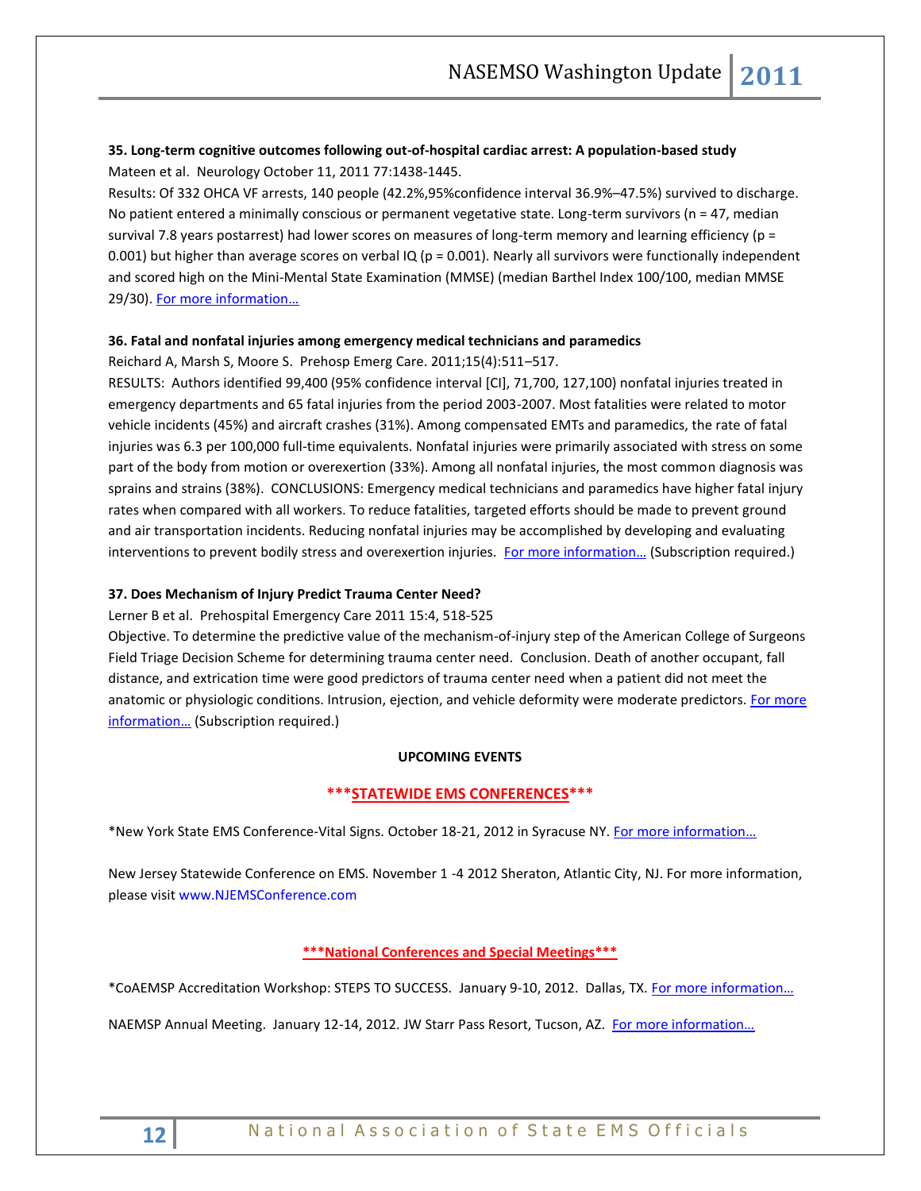**35. Long-term cognitive outcomes following out-of-hospital cardiac arrest: A population-based study**

Mateen et al. Neurology October 11, 2011 77:1438-1445.

Results: Of 332 OHCA VF arrests, 140 people (42.2%,95%confidence interval 36.9%–47.5%) survived to discharge. No patient entered a minimally conscious or permanent vegetative state. Long-term survivors (n = 47, median survival 7.8 years postarrest) had lower scores on measures of long-term memory and learning efficiency (p = 0.001) but higher than average scores on verbal IQ (p = 0.001). Nearly all survivors were functionally independent and scored high on the Mini-Mental State Examination (MMSE) (median Barthel Index 100/100, median MMSE 29/30). For more information…

**36. Fatal and nonfatal injuries among emergency medical technicians and paramedics**

Reichard A, Marsh S, Moore S. Prehosp Emerg Care. 2011;15(4):511–517.

RESULTS: Authors identified 99,400 (95% confidence interval [CI], 71,700, 127,100) nonfatal injuries treated in emergency departments and 65 fatal injuries from the period 2003-2007. Most fatalities were related to motor vehicle incidents (45%) and aircraft crashes (31%). Among compensated EMTs and paramedics, the rate of fatal injuries was 6.3 per 100,000 full-time equivalents. Nonfatal injuries were primarily associated with stress on some part of the body from motion or overexertion (33%). Among all nonfatal injuries, the most common diagnosis was sprains and strains (38%). CONCLUSIONS: Emergency medical technicians and paramedics have higher fatal injury rates when compared with all workers. To reduce fatalities, targeted efforts should be made to prevent ground and air transportation incidents. Reducing nonfatal injuries may be accomplished by developing and evaluating interventions to prevent bodily stress and overexertion injuries. For more information… (Subscription required.)

**37. Does Mechanism of Injury Predict Trauma Center Need?**

Lerner B et al. Prehospital Emergency Care 2011 15:4, 518-525

Objective. To determine the predictive value of the mechanism-of-injury step of the American College of Surgeons Field Triage Decision Scheme for determining trauma center need. Conclusion. Death of another occupant, fall distance, and extrication time were good predictors of trauma center need when a patient did not meet the anatomic or physiologic conditions. Intrusion, ejection, and vehicle deformity were moderate predictors. For more information… (Subscription required.)

**UPCOMING EVENTS**

**\*\*\*STATEWIDE EMS CONFERENCES\*\*\***

*New York State EMS Conference-Vital Signs. October 18-21, 2012 in Syracuse NY. For more information…

New Jersey Statewide Conference on EMS. November 1 -4 2012 Sheraton, Atlantic City, NJ. For more information, please visit www.NJEMSConference.com

**\*\*\*National Conferences and Special Meetings\*\*\***

*CoAEMSP Accreditation Workshop: STEPS TO SUCCESS. January 9-10, 2012. Dallas, TX. For more information…

NAEMSP Annual Meeting. January 12-14, 2012. JW Starr Pass Resort, Tucson, AZ. For more information…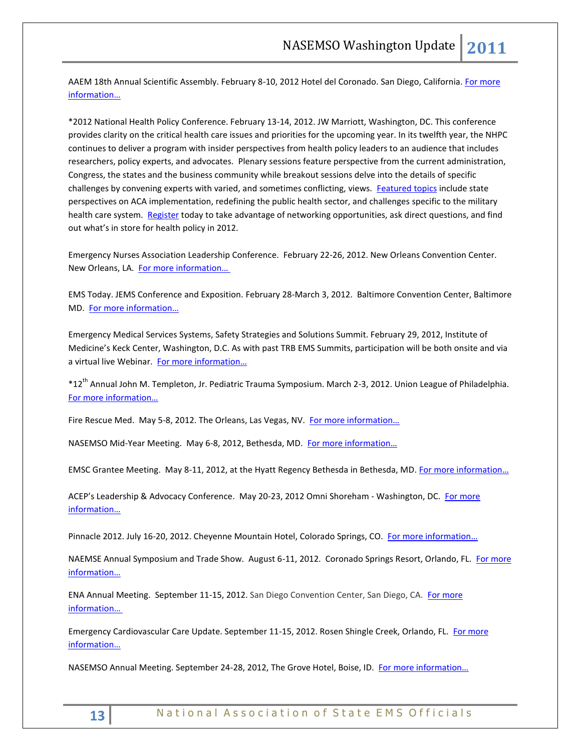AAEM 18th Annual Scientific Assembly. February 8-10, 2012 Hotel del Coronado. San Diego, California. For more information…

*2012 National Health Policy Conference. February 13-14, 2012. JW Marriott, Washington, DC. This conference provides clarity on the critical health care issues and priorities for the upcoming year. In its twelfth year, the NHPC continues to deliver a program with insider perspectives from health policy leaders to an audience that includes researchers, policy experts, and advocates. Plenary sessions feature perspective from the current administration, Congress, the states and the business community while breakout sessions delve into the details of specific challenges by convening experts with varied, and sometimes conflicting, views. Featured topics include state perspectives on ACA implementation, redefining the public health sector, and challenges specific to the military health care system. Register today to take advantage of networking opportunities, ask direct questions, and find out what's in store for health policy in 2012.

Emergency Nurses Association Leadership Conference. February 22-26, 2012. New Orleans Convention Center. New Orleans, LA. For more information…

EMS Today. JEMS Conference and Exposition. February 28-March 3, 2012. Baltimore Convention Center, Baltimore MD. For more information…

Emergency Medical Services Systems, Safety Strategies and Solutions Summit. February 29, 2012, Institute of Medicine's Keck Center, Washington, D.C. As with past TRB EMS Summits, participation will be both onsite and via a virtual live Webinar. For more information…

*12th Annual John M. Templeton, Jr. Pediatric Trauma Symposium. March 2-3, 2012. Union League of Philadelphia. For more information…

Fire Rescue Med. May 5-8, 2012. The Orleans, Las Vegas, NV. For more information…

NASEMSO Mid-Year Meeting. May 6-8, 2012, Bethesda, MD. For more information…

EMSC Grantee Meeting. May 8-11, 2012, at the Hyatt Regency Bethesda in Bethesda, MD. For more information…

ACEP's Leadership & Advocacy Conference. May 20-23, 2012 Omni Shoreham - Washington, DC. For more information…

Pinnacle 2012. July 16-20, 2012. Cheyenne Mountain Hotel, Colorado Springs, CO. For more information…

NAEMSE Annual Symposium and Trade Show. August 6-11, 2012. Coronado Springs Resort, Orlando, FL. For more information…

ENA Annual Meeting. September 11-15, 2012. San Diego Convention Center, San Diego, CA. For more information…

Emergency Cardiovascular Care Update. September 11-15, 2012. Rosen Shingle Creek, Orlando, FL. For more information…

NASEMSO Annual Meeting. September 24-28, 2012, The Grove Hotel, Boise, ID. For more information…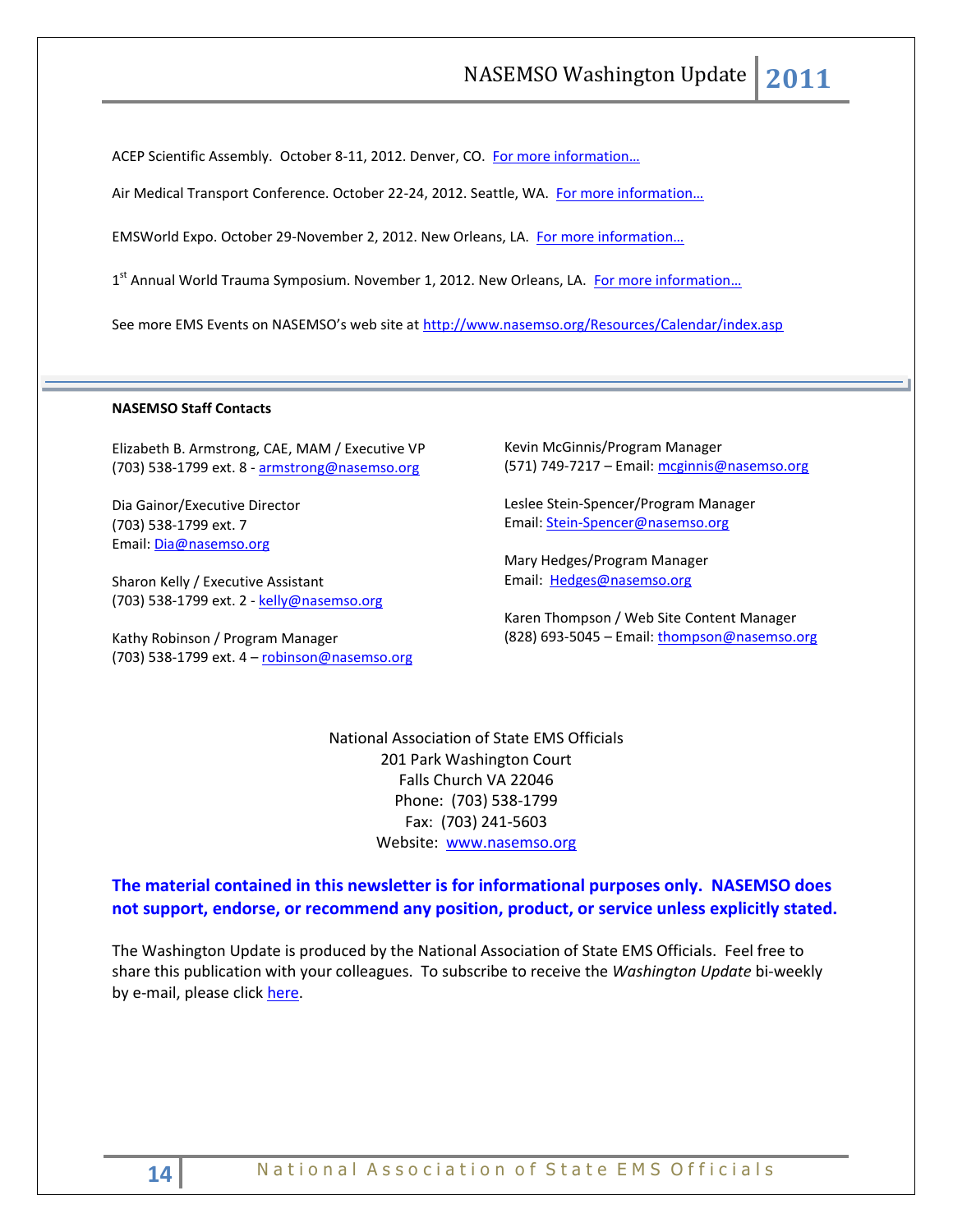ACEP Scientific Assembly. October 8-11, 2012. Denver, CO. [For more information…]

Air Medical Transport Conference. October 22-24, 2012. Seattle, WA. [For more information…]

EMSWorld Expo. October 29-November 2, 2012. New Orleans, LA. [For more information…]

1st Annual World Trauma Symposium. November 1, 2012. New Orleans, LA. [For more information…]

See more EMS Events on NASEMSO's web site at http://www.nasemso.org/Resources/Calendar/index.asp

---

**NASEMSO Staff Contacts**

Elizabeth B. Armstrong, CAE, MAM / Executive VP
(703) 538-1799 ext. 8 - armstrong@nasemso.org

Dia Gainor/Executive Director
(703) 538-1799 ext. 7
Email: Dia@nasemso.org

Sharon Kelly / Executive Assistant
(703) 538-1799 ext. 2 - kelly@nasemso.org

Kathy Robinson / Program Manager
(703) 538-1799 ext. 4 – robinson@nasemso.org

Kevin McGinnis/Program Manager
(571) 749-7217 – Email: mcginnis@nasemso.org

Leslee Stein-Spencer/Program Manager
Email: Stein-Spencer@nasemso.org

Mary Hedges/Program Manager
Email: Hedges@nasemso.org

Karen Thompson / Web Site Content Manager
(828) 693-5045 – Email: thompson@nasemso.org

National Association of State EMS Officials
201 Park Washington Court
Falls Church VA 22046
Phone: (703) 538-1799
Fax: (703) 241-5603
Website: www.nasemso.org

**The material contained in this newsletter is for informational purposes only. NASEMSO does not support, endorse, or recommend any position, product, or service unless explicitly stated.**

The Washington Update is produced by the National Association of State EMS Officials. Feel free to share this publication with your colleagues. To subscribe to receive the *Washington Update* bi-weekly by e-mail, please click here.